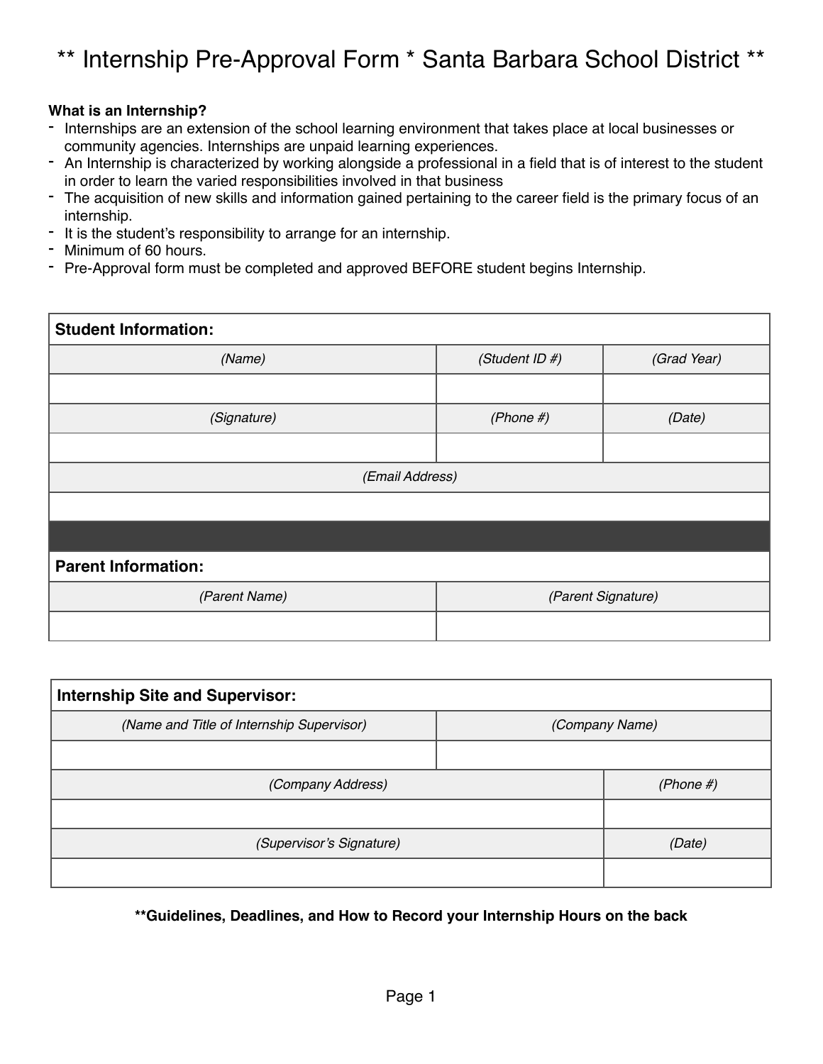# ** Internship Pre-Approval Form * Santa Barbara School District **

**What is an Internship?**

- Internships are an extension of the school learning environment that takes place at local businesses or community agencies. Internships are unpaid learning experiences.
- An Internship is characterized by working alongside a professional in a field that is of interest to the student in order to learn the varied responsibilities involved in that business
- The acquisition of new skills and information gained pertaining to the career field is the primary focus of an internship.
- It is the student's responsibility to arrange for an internship.
- Minimum of 60 hours.
- Pre-Approval form must be completed and approved BEFORE student begins Internship.

| **Student Information:** | | |
|---|---|---|
| *(Name)* | *(Student ID #)* | *(Grad Year)* |
| | | |
| *(Signature)* | *(Phone #)* | *(Date)* |
| | | |
| *(Email Address)* | | |
| | | |

| **Parent Information:** | |
|---|---|
| *(Parent Name)* | *(Parent Signature)* |
| | |

| **Internship Site and Supervisor:** | |
|---|---|
| *(Name and Title of Internship Supervisor)* | *(Company Name)* |
| | |
| *(Company Address)* | *(Phone #)* |
| | |
| *(Supervisor's Signature)* | *(Date)* |
| | |

**\*\*Guidelines, Deadlines, and How to Record your Internship Hours on the back**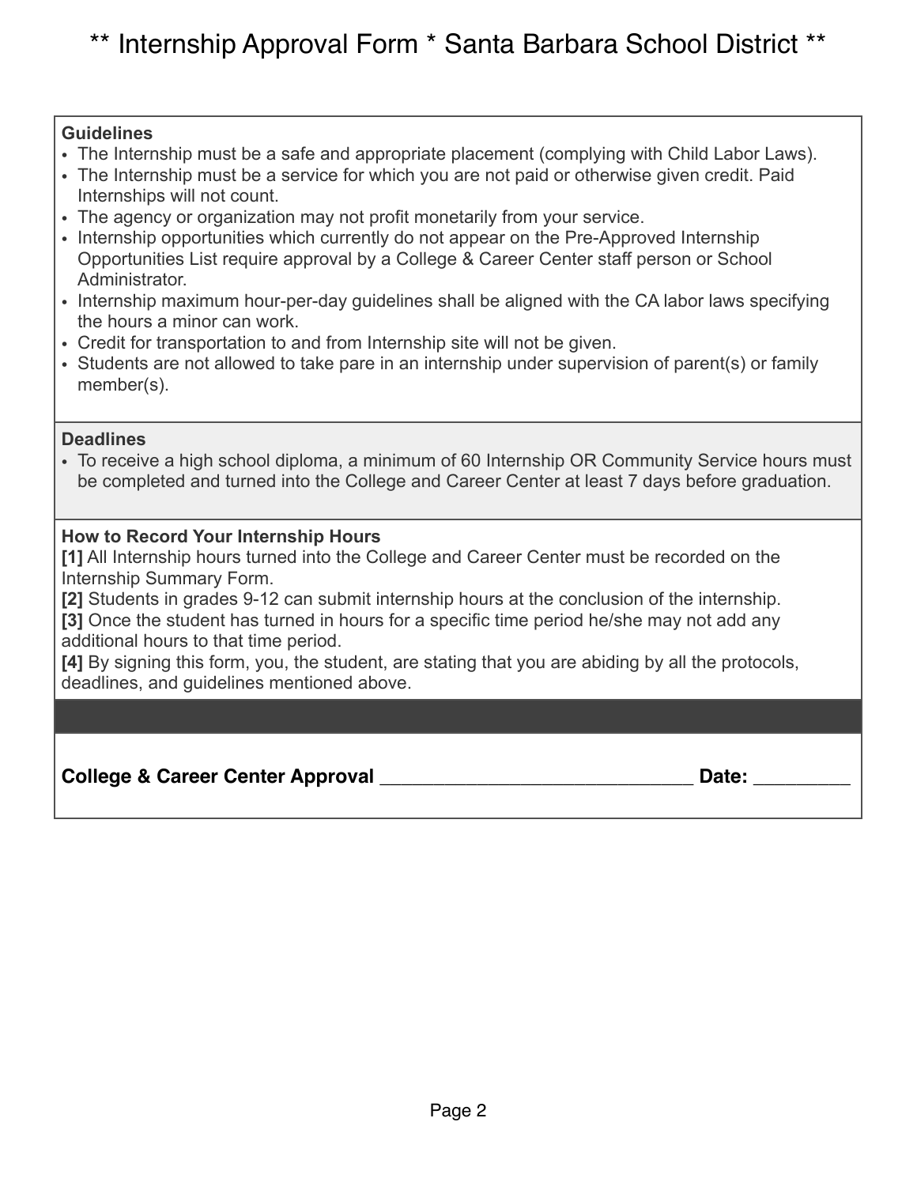# ** Internship Approval Form * Santa Barbara School District **

**Guidelines**

- The Internship must be a safe and appropriate placement (complying with Child Labor Laws).
- The Internship must be a service for which you are not paid or otherwise given credit. Paid Internships will not count.
- The agency or organization may not profit monetarily from your service.
- Internship opportunities which currently do not appear on the Pre-Approved Internship Opportunities List require approval by a College & Career Center staff person or School Administrator.
- Internship maximum hour-per-day guidelines shall be aligned with the CA labor laws specifying the hours a minor can work.
- Credit for transportation to and from Internship site will not be given.
- Students are not allowed to take pare in an internship under supervision of parent(s) or family member(s).

**Deadlines**

- To receive a high school diploma, a minimum of 60 Internship OR Community Service hours must be completed and turned into the College and Career Center at least 7 days before graduation.

**How to Record Your Internship Hours**

**[1]** All Internship hours turned into the College and Career Center must be recorded on the Internship Summary Form.
**[2]** Students in grades 9-12 can submit internship hours at the conclusion of the internship.
**[3]** Once the student has turned in hours for a specific time period he/she may not add any additional hours to that time period.
**[4]** By signing this form, you, the student, are stating that you are abiding by all the protocols, deadlines, and guidelines mentioned above.

**College & Career Center Approval** ______________________________ **Date:** _________